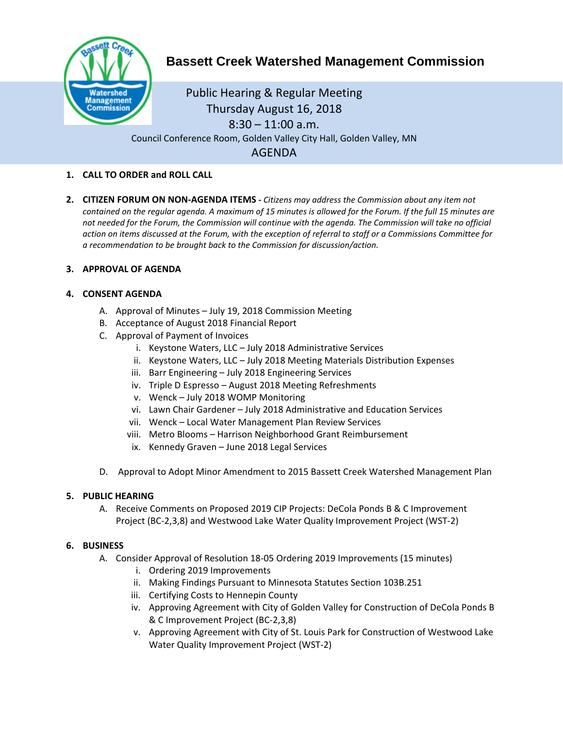# Bassett Creek Watershed Management Commission

Public Hearing & Regular Meeting
Thursday August 16, 2018
8:30 – 11:00 a.m.
Council Conference Room, Golden Valley City Hall, Golden Valley, MN

## AGENDA

1. **CALL TO ORDER and ROLL CALL**

2. **CITIZEN FORUM ON NON-AGENDA ITEMS -** *Citizens may address the Commission about any item not contained on the regular agenda. A maximum of 15 minutes is allowed for the Forum. If the full 15 minutes are not needed for the Forum, the Commission will continue with the agenda. The Commission will take no official action on items discussed at the Forum, with the exception of referral to staff or a Commissions Committee for a recommendation to be brought back to the Commission for discussion/action.*

3. **APPROVAL OF AGENDA**

4. **CONSENT AGENDA**
   - A. Approval of Minutes – July 19, 2018 Commission Meeting
   - B. Acceptance of August 2018 Financial Report
   - C. Approval of Payment of Invoices
     - i. Keystone Waters, LLC – July 2018 Administrative Services
     - ii. Keystone Waters, LLC – July 2018 Meeting Materials Distribution Expenses
     - iii. Barr Engineering – July 2018 Engineering Services
     - iv. Triple D Espresso – August 2018 Meeting Refreshments
     - v. Wenck – July 2018 WOMP Monitoring
     - vi. Lawn Chair Gardener – July 2018 Administrative and Education Services
     - vii. Wenck – Local Water Management Plan Review Services
     - viii. Metro Blooms – Harrison Neighborhood Grant Reimbursement
     - ix. Kennedy Graven – June 2018 Legal Services
   - D. Approval to Adopt Minor Amendment to 2015 Bassett Creek Watershed Management Plan

5. **PUBLIC HEARING**
   - A. Receive Comments on Proposed 2019 CIP Projects: DeCola Ponds B & C Improvement Project (BC-2,3,8) and Westwood Lake Water Quality Improvement Project (WST-2)

6. **BUSINESS**
   - A. Consider Approval of Resolution 18-05 Ordering 2019 Improvements (15 minutes)
     - i. Ordering 2019 Improvements
     - ii. Making Findings Pursuant to Minnesota Statutes Section 103B.251
     - iii. Certifying Costs to Hennepin County
     - iv. Approving Agreement with City of Golden Valley for Construction of DeCola Ponds B & C Improvement Project (BC-2,3,8)
     - v. Approving Agreement with City of St. Louis Park for Construction of Westwood Lake Water Quality Improvement Project (WST-2)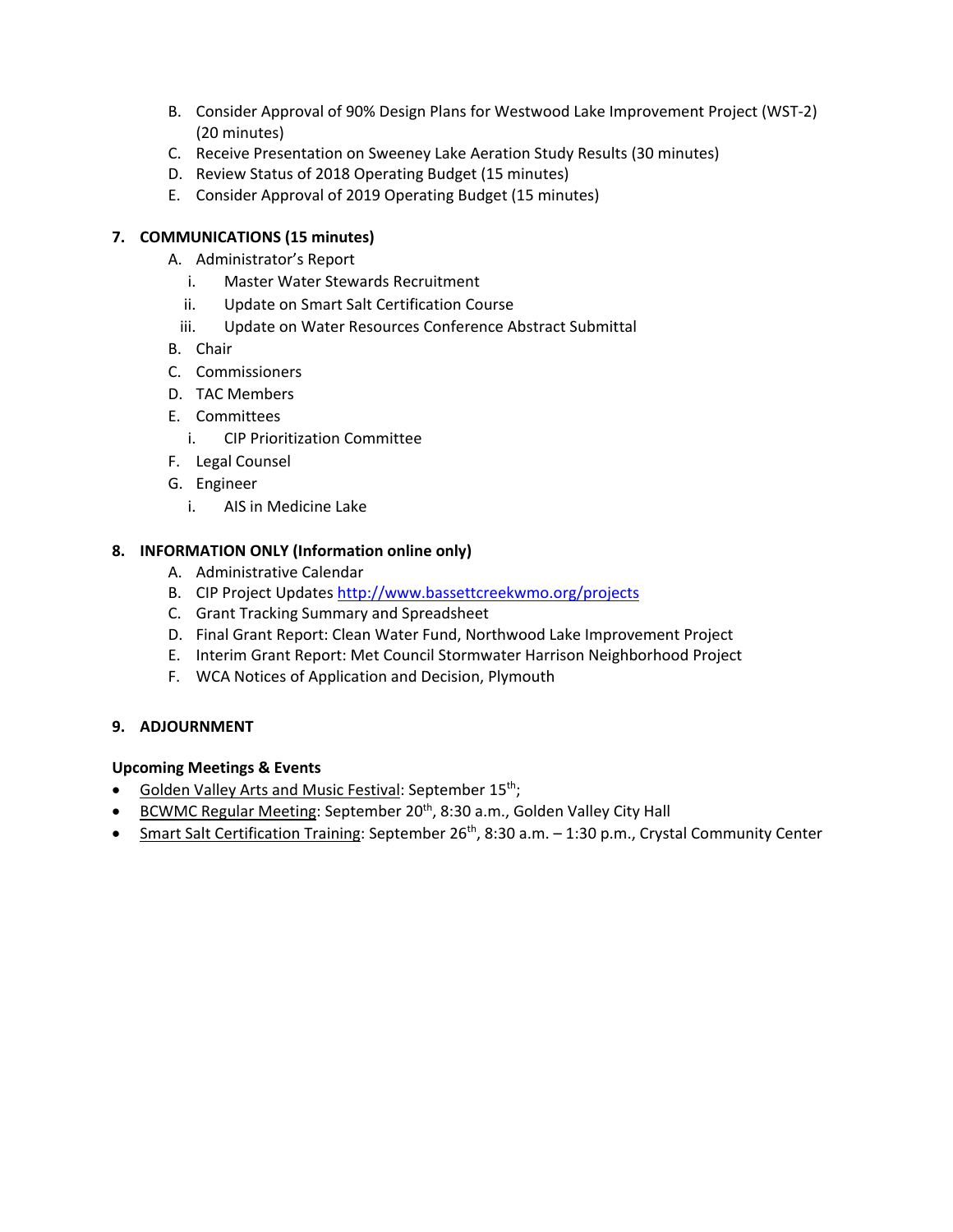B. Consider Approval of 90% Design Plans for Westwood Lake Improvement Project (WST-2) (20 minutes)
C. Receive Presentation on Sweeney Lake Aeration Study Results (30 minutes)
D. Review Status of 2018 Operating Budget (15 minutes)
E. Consider Approval of 2019 Operating Budget (15 minutes)

**7. COMMUNICATIONS (15 minutes)**

A. Administrator's Report
   i. Master Water Stewards Recruitment
   ii. Update on Smart Salt Certification Course
   iii. Update on Water Resources Conference Abstract Submittal
B. Chair
C. Commissioners
D. TAC Members
E. Committees
   i. CIP Prioritization Committee
F. Legal Counsel
G. Engineer
   i. AIS in Medicine Lake

**8. INFORMATION ONLY (Information online only)**

A. Administrative Calendar
B. CIP Project Updates http://www.bassettcreekwmo.org/projects
C. Grant Tracking Summary and Spreadsheet
D. Final Grant Report: Clean Water Fund, Northwood Lake Improvement Project
E. Interim Grant Report: Met Council Stormwater Harrison Neighborhood Project
F. WCA Notices of Application and Decision, Plymouth

**9. ADJOURNMENT**

**Upcoming Meetings & Events**

- Golden Valley Arts and Music Festival: September 15th;
- BCWMC Regular Meeting: September 20th, 8:30 a.m., Golden Valley City Hall
- Smart Salt Certification Training: September 26th, 8:30 a.m. – 1:30 p.m., Crystal Community Center